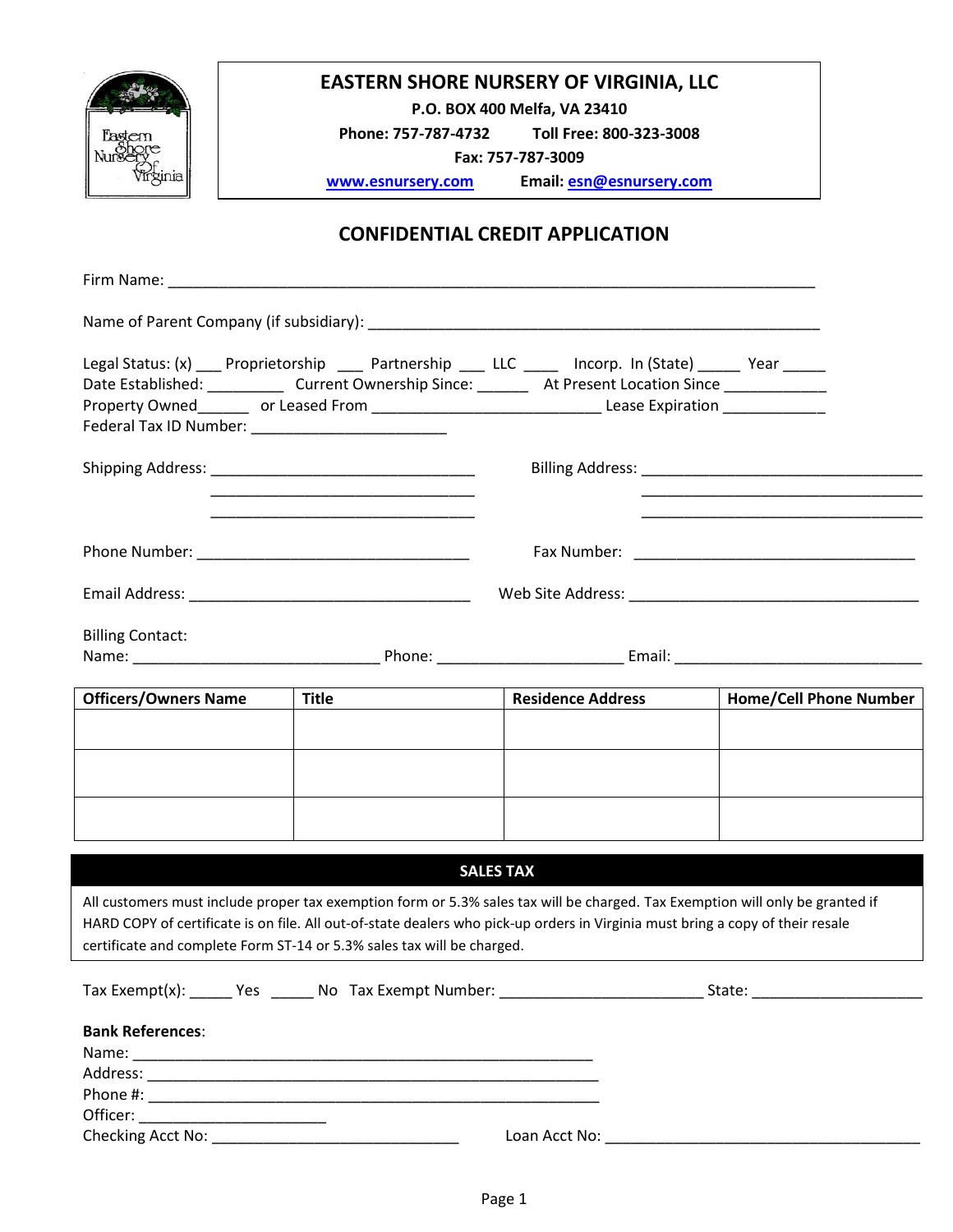# EASTERN SHORE NURSERY OF VIRGINIA, LLC

**P.O. BOX 400 Melfa, VA 23410**

**Phone: 757-787-4732 Toll Free: 800-323-3008**

**Fax: 757-787-3009**

**www.esnursery.com Email: esn@esnursery.com**

## CONFIDENTIAL CREDIT APPLICATION

Firm Name: ______________________________________________________________________________

Name of Parent Company (if subsidiary): _______________________________________________________

Legal Status: (x) ___ Proprietorship ___ Partnership ___ LLC ____ Incorp. In (State) _____ Year _____
Date Established: _________ Current Ownership Since: ______ At Present Location Since ____________
Property Owned______ or Leased From ___________________________ Lease Expiration ____________
Federal Tax ID Number: _______________________

Shipping Address: _______________________________ Billing Address: _________________________________
_______________________________ _________________________________
_______________________________ _________________________________

Phone Number: _________________________________ Fax Number: _________________________________

Email Address: _________________________________ Web Site Address: __________________________________

Billing Contact:
Name: _____________________________ Phone: ______________________ Email: ______________________________

| Officers/Owners Name | Title | Residence Address | Home/Cell Phone Number |
| --- | --- | --- | --- |
| | | | |
| | | | |
| | | | |

## SALES TAX

All customers must include proper tax exemption form or 5.3% sales tax will be charged. Tax Exemption will only be granted if HARD COPY of certificate is on file. All out-of-state dealers who pick-up orders in Virginia must bring a copy of their resale certificate and complete Form ST-14 or 5.3% sales tax will be charged.

Tax Exempt(x): _____ Yes _____ No Tax Exempt Number: ________________________ State: ____________________

**Bank References**:
Name: ______________________________________________________
Address: ____________________________________________________
Phone #: ____________________________________________________
Officer: ______________________
Checking Acct No: _____________________________ Loan Acct No: ______________________________________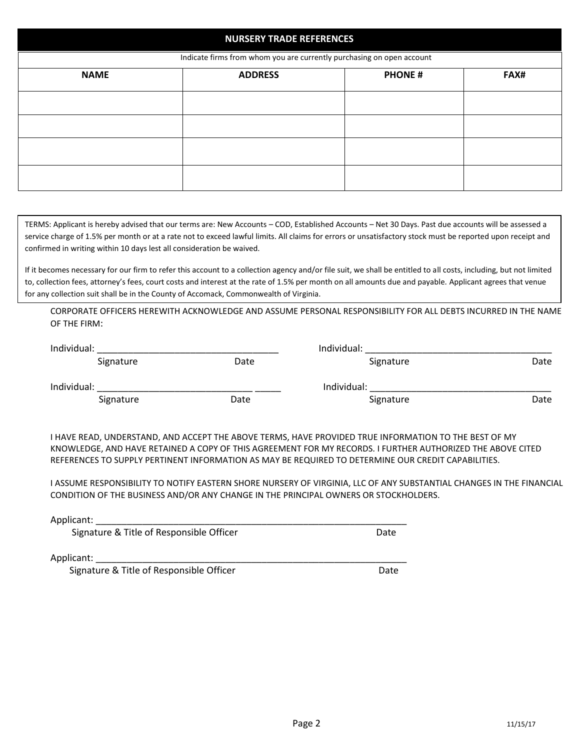## NURSERY TRADE REFERENCES

Indicate firms from whom you are currently purchasing on open account

| NAME | ADDRESS | PHONE # | FAX# |
| --- | --- | --- | --- |
| | | | |
| | | | |
| | | | |
| | | | |

TERMS: Applicant is hereby advised that our terms are: New Accounts – COD, Established Accounts – Net 30 Days. Past due accounts will be assessed a service charge of 1.5% per month or at a rate not to exceed lawful limits. All claims for errors or unsatisfactory stock must be reported upon receipt and confirmed in writing within 10 days lest all consideration be waived.

If it becomes necessary for our firm to refer this account to a collection agency and/or file suit, we shall be entitled to all costs, including, but not limited to, collection fees, attorney's fees, court costs and interest at the rate of 1.5% per month on all amounts due and payable. Applicant agrees that venue for any collection suit shall be in the County of Accomack, Commonwealth of Virginia.

CORPORATE OFFICERS HEREWITH ACKNOWLEDGE AND ASSUME PERSONAL RESPONSIBILITY FOR ALL DEBTS INCURRED IN THE NAME OF THE FIRM:

Individual: ___________________________________
Signature Date

Individual: ___________________________________
Signature Date

Individual: ______________________________ _____
Signature Date

Individual: ___________________________________
Signature Date

I HAVE READ, UNDERSTAND, AND ACCEPT THE ABOVE TERMS, HAVE PROVIDED TRUE INFORMATION TO THE BEST OF MY KNOWLEDGE, AND HAVE RETAINED A COPY OF THIS AGREEMENT FOR MY RECORDS. I FURTHER AUTHORIZED THE ABOVE CITED REFERENCES TO SUPPLY PERTINENT INFORMATION AS MAY BE REQUIRED TO DETERMINE OUR CREDIT CAPABILITIES.

I ASSUME RESPONSIBILITY TO NOTIFY EASTERN SHORE NURSERY OF VIRGINIA, LLC OF ANY SUBSTANTIAL CHANGES IN THE FINANCIAL CONDITION OF THE BUSINESS AND/OR ANY CHANGE IN THE PRINCIPAL OWNERS OR STOCKHOLDERS.

Applicant: _______________________________________________________________
Signature & Title of Responsible Officer Date

Applicant: _______________________________________________________________
Signature & Title of Responsible Officer Date

11/15/17